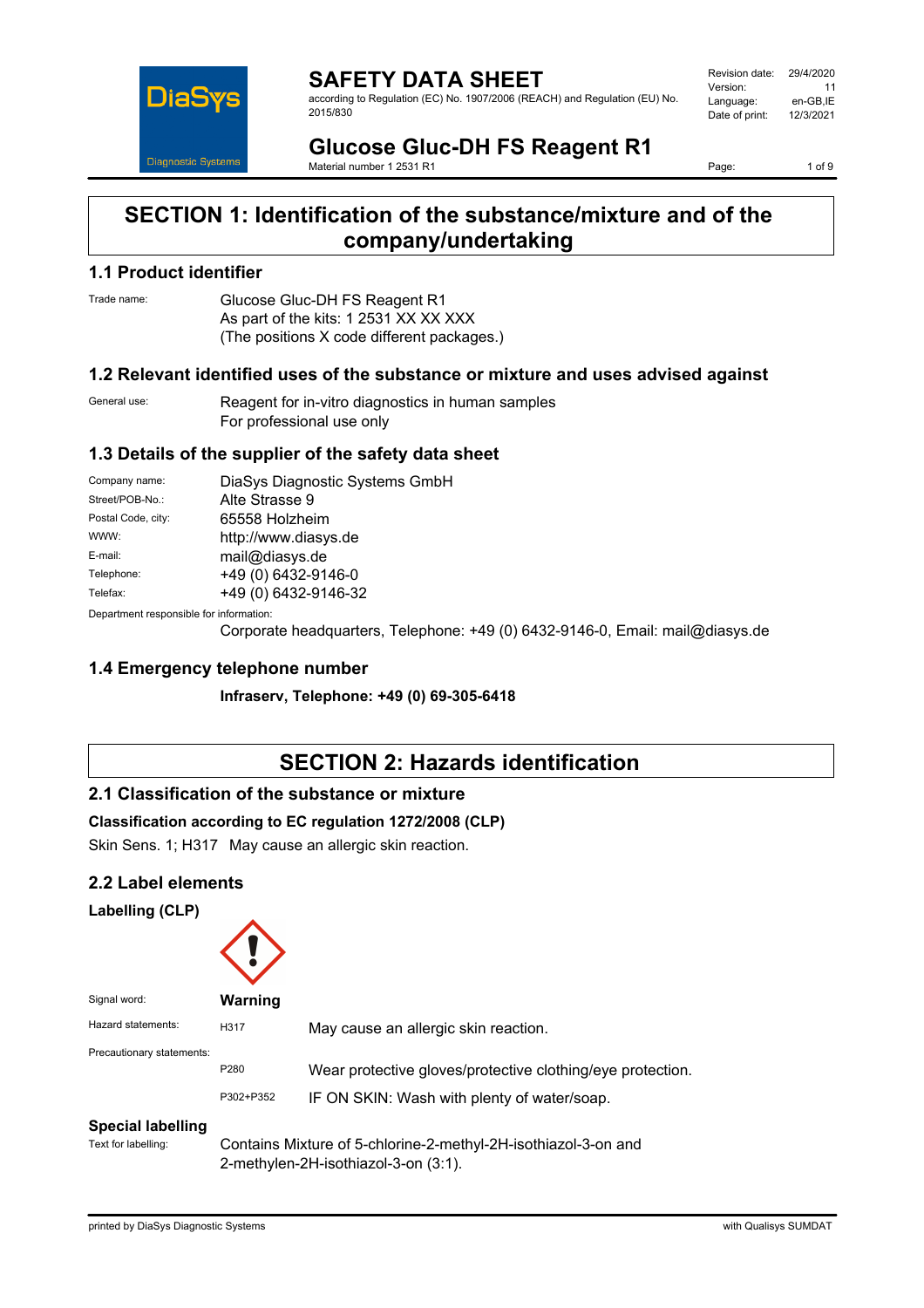# SAFETY DATA SHEET

according to Regulation (EC) No. 1907/2006 (REACH) and Regulation (EU) No. 2015/830

| | |
|---|---|
| Revision date: | 29/4/2020 |
| Version: | 11 |
| Language: | en-GB,IE |
| Date of print: | 12/3/2021 |

# Glucose Gluc-DH FS Reagent R1

Material number 1 2531 R1

## SECTION 1: Identification of the substance/mixture and of the company/undertaking

### 1.1 Product identifier

Trade name: Glucose Gluc-DH FS Reagent R1
As part of the kits: 1 2531 XX XX XXX
(The positions X code different packages.)

### 1.2 Relevant identified uses of the substance or mixture and uses advised against

General use: Reagent for in-vitro diagnostics in human samples
For professional use only

### 1.3 Details of the supplier of the safety data sheet

| | |
|---|---|
| Company name: | DiaSys Diagnostic Systems GmbH |
| Street/POB-No.: | Alte Strasse 9 |
| Postal Code, city: | 65558 Holzheim |
| WWW: | http://www.diasys.de |
| E-mail: | mail@diasys.de |
| Telephone: | +49 (0) 6432-9146-0 |
| Telefax: | +49 (0) 6432-9146-32 |

Department responsible for information:
Corporate headquarters, Telephone: +49 (0) 6432-9146-0, Email: mail@diasys.de

### 1.4 Emergency telephone number

**Infraserv, Telephone: +49 (0) 69-305-6418**

## SECTION 2: Hazards identification

### 2.1 Classification of the substance or mixture

**Classification according to EC regulation 1272/2008 (CLP)**

Skin Sens. 1; H317 May cause an allergic skin reaction.

### 2.2 Label elements

**Labelling (CLP)**

Signal word: **Warning**

Hazard statements:

| | |
|---|---|
| H317 | May cause an allergic skin reaction. |

Precautionary statements:

| | |
|---|---|
| P280 | Wear protective gloves/protective clothing/eye protection. |
| P302+P352 | IF ON SKIN: Wash with plenty of water/soap. |

**Special labelling**

Text for labelling: Contains Mixture of 5-chlorine-2-methyl-2H-isothiazol-3-on and 2-methylen-2H-isothiazol-3-on (3:1).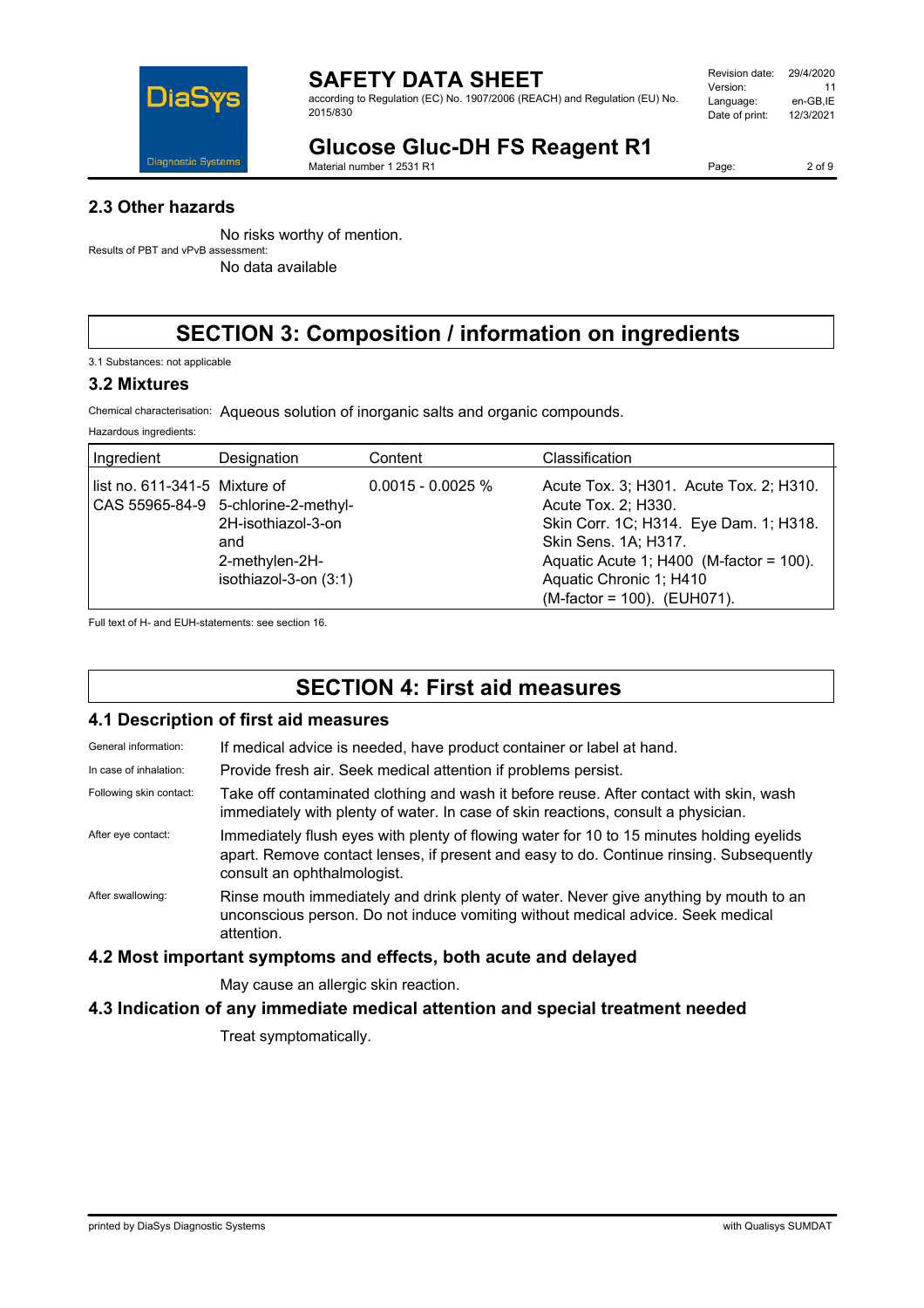## 2.3 Other hazards

No risks worthy of mention.

Results of PBT and vPvB assessment:

No data available

# SECTION 3: Composition / information on ingredients

3.1 Substances: not applicable

## 3.2 Mixtures

Chemical characterisation: Aqueous solution of inorganic salts and organic compounds.

Hazardous ingredients:

| Ingredient | Designation | Content | Classification |
|---|---|---|---|
| list no. 611-341-5 CAS 55965-84-9 | Mixture of 5-chlorine-2-methyl-2H-isothiazol-3-on and 2-methylen-2H-isothiazol-3-on (3:1) | 0.0015 - 0.0025 % | Acute Tox. 3; H301. Acute Tox. 2; H310. Acute Tox. 2; H330. Skin Corr. 1C; H314. Eye Dam. 1; H318. Skin Sens. 1A; H317. Aquatic Acute 1; H400 (M-factor = 100). Aquatic Chronic 1; H410 (M-factor = 100). (EUH071). |

Full text of H- and EUH-statements: see section 16.

# SECTION 4: First aid measures

## 4.1 Description of first aid measures

General information: If medical advice is needed, have product container or label at hand.

In case of inhalation: Provide fresh air. Seek medical attention if problems persist.

Following skin contact: Take off contaminated clothing and wash it before reuse. After contact with skin, wash immediately with plenty of water. In case of skin reactions, consult a physician.

After eye contact: Immediately flush eyes with plenty of flowing water for 10 to 15 minutes holding eyelids apart. Remove contact lenses, if present and easy to do. Continue rinsing. Subsequently consult an ophthalmologist.

After swallowing: Rinse mouth immediately and drink plenty of water. Never give anything by mouth to an unconscious person. Do not induce vomiting without medical advice. Seek medical attention.

## 4.2 Most important symptoms and effects, both acute and delayed

May cause an allergic skin reaction.

## 4.3 Indication of any immediate medical attention and special treatment needed

Treat symptomatically.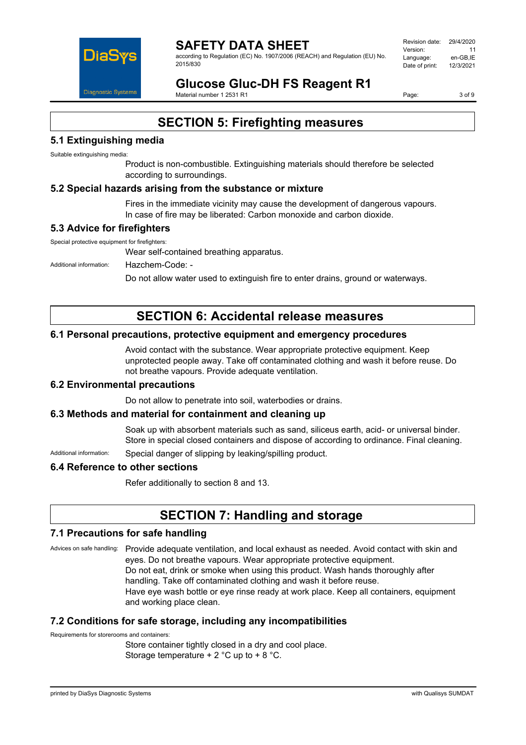# SECTION 5: Firefighting measures

## 5.1 Extinguishing media

Suitable extinguishing media:

Product is non-combustible. Extinguishing materials should therefore be selected according to surroundings.

## 5.2 Special hazards arising from the substance or mixture

Fires in the immediate vicinity may cause the development of dangerous vapours.
In case of fire may be liberated: Carbon monoxide and carbon dioxide.

## 5.3 Advice for firefighters

Special protective equipment for firefighters:

Wear self-contained breathing apparatus.

Additional information: Hazchem-Code: -

Do not allow water used to extinguish fire to enter drains, ground or waterways.

# SECTION 6: Accidental release measures

## 6.1 Personal precautions, protective equipment and emergency procedures

Avoid contact with the substance. Wear appropriate protective equipment. Keep unprotected people away. Take off contaminated clothing and wash it before reuse. Do not breathe vapours. Provide adequate ventilation.

## 6.2 Environmental precautions

Do not allow to penetrate into soil, waterbodies or drains.

## 6.3 Methods and material for containment and cleaning up

Soak up with absorbent materials such as sand, siliceus earth, acid- or universal binder. Store in special closed containers and dispose of according to ordinance. Final cleaning.

Additional information: Special danger of slipping by leaking/spilling product.

## 6.4 Reference to other sections

Refer additionally to section 8 and 13.

# SECTION 7: Handling and storage

## 7.1 Precautions for safe handling

Advices on safe handling: Provide adequate ventilation, and local exhaust as needed. Avoid contact with skin and eyes. Do not breathe vapours. Wear appropriate protective equipment.
Do not eat, drink or smoke when using this product. Wash hands thoroughly after handling. Take off contaminated clothing and wash it before reuse.
Have eye wash bottle or eye rinse ready at work place. Keep all containers, equipment and working place clean.

## 7.2 Conditions for safe storage, including any incompatibilities

Requirements for storerooms and containers:

Store container tightly closed in a dry and cool place.
Storage temperature + 2 °C up to + 8 °C.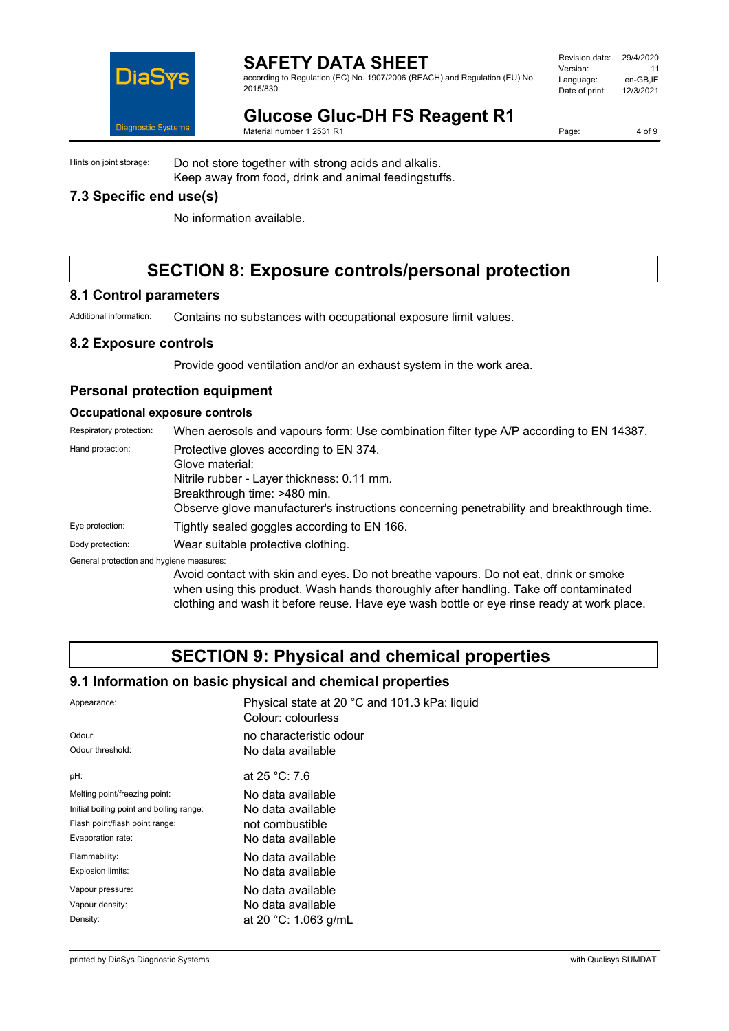Hints on joint storage: Do not store together with strong acids and alkalis.
Keep away from food, drink and animal feedingstuffs.

## 7.3 Specific end use(s)

No information available.

# SECTION 8: Exposure controls/personal protection

## 8.1 Control parameters

Additional information: Contains no substances with occupational exposure limit values.

## 8.2 Exposure controls

Provide good ventilation and/or an exhaust system in the work area.

## Personal protection equipment

### Occupational exposure controls

Respiratory protection: When aerosols and vapours form: Use combination filter type A/P according to EN 14387.

Hand protection: Protective gloves according to EN 374.
Glove material:
Nitrile rubber - Layer thickness: 0.11 mm.
Breakthrough time: >480 min.
Observe glove manufacturer's instructions concerning penetrability and breakthrough time.

Eye protection: Tightly sealed goggles according to EN 166.

Body protection: Wear suitable protective clothing.

General protection and hygiene measures:
Avoid contact with skin and eyes. Do not breathe vapours. Do not eat, drink or smoke when using this product. Wash hands thoroughly after handling. Take off contaminated clothing and wash it before reuse. Have eye wash bottle or eye rinse ready at work place.

# SECTION 9: Physical and chemical properties

## 9.1 Information on basic physical and chemical properties

| Property | Value |
|---|---|
| Appearance: | Physical state at 20 °C and 101.3 kPa: liquid<br>Colour: colourless |
| Odour: | no characteristic odour |
| Odour threshold: | No data available |
| pH: | at 25 °C: 7.6 |
| Melting point/freezing point: | No data available |
| Initial boiling point and boiling range: | No data available |
| Flash point/flash point range: | not combustible |
| Evaporation rate: | No data available |
| Flammability: | No data available |
| Explosion limits: | No data available |
| Vapour pressure: | No data available |
| Vapour density: | No data available |
| Density: | at 20 °C: 1.063 g/mL |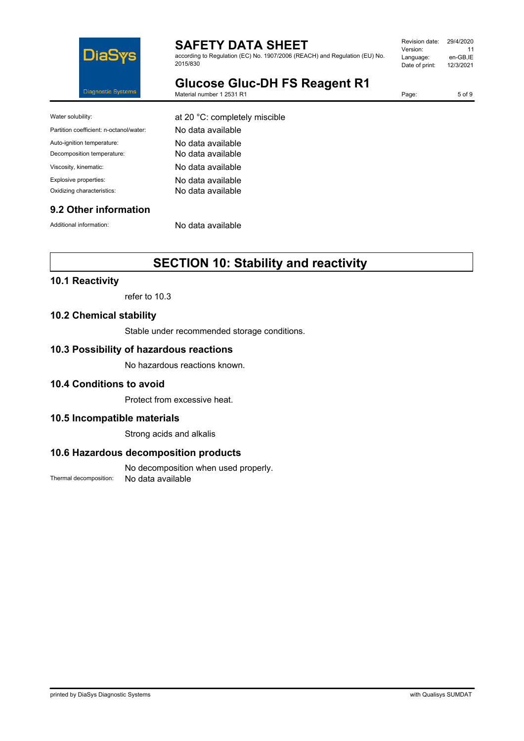| | |
|---|---|
| Water solubility: | at 20 °C: completely miscible |
| Partition coefficient: n-octanol/water: | No data available |
| Auto-ignition temperature: | No data available |
| Decomposition temperature: | No data available |
| Viscosity, kinematic: | No data available |
| Explosive properties: | No data available |
| Oxidizing characteristics: | No data available |

### 9.2 Other information

| | |
|---|---|
| Additional information: | No data available |

## SECTION 10: Stability and reactivity

### 10.1 Reactivity

refer to 10.3

### 10.2 Chemical stability

Stable under recommended storage conditions.

### 10.3 Possibility of hazardous reactions

No hazardous reactions known.

### 10.4 Conditions to avoid

Protect from excessive heat.

### 10.5 Incompatible materials

Strong acids and alkalis

### 10.6 Hazardous decomposition products

No decomposition when used properly.

Thermal decomposition: No data available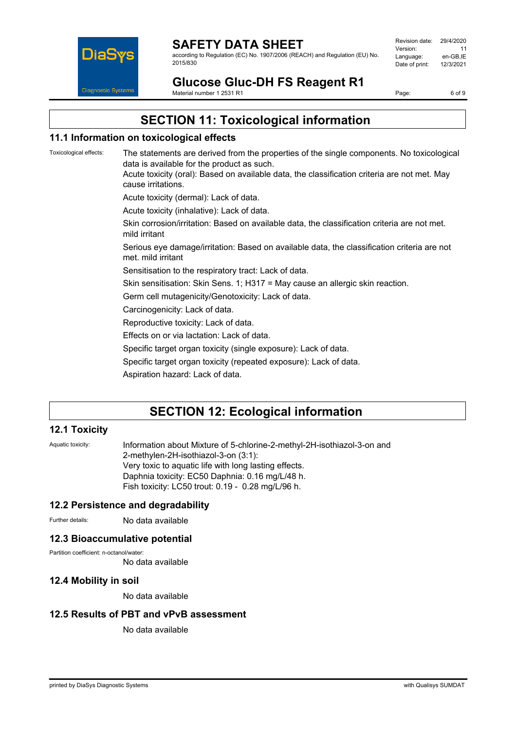# SECTION 11: Toxicological information

## 11.1 Information on toxicological effects

Toxicological effects: The statements are derived from the properties of the single components. No toxicological data is available for the product as such.

Acute toxicity (oral): Based on available data, the classification criteria are not met. May cause irritations.

Acute toxicity (dermal): Lack of data.

Acute toxicity (inhalative): Lack of data.

Skin corrosion/irritation: Based on available data, the classification criteria are not met. mild irritant

Serious eye damage/irritation: Based on available data, the classification criteria are not met. mild irritant

Sensitisation to the respiratory tract: Lack of data.

Skin sensitisation: Skin Sens. 1; H317 = May cause an allergic skin reaction.

Germ cell mutagenicity/Genotoxicity: Lack of data.

Carcinogenicity: Lack of data.

Reproductive toxicity: Lack of data.

Effects on or via lactation: Lack of data.

Specific target organ toxicity (single exposure): Lack of data.

Specific target organ toxicity (repeated exposure): Lack of data.

Aspiration hazard: Lack of data.

# SECTION 12: Ecological information

## 12.1 Toxicity

Aquatic toxicity: Information about Mixture of 5-chlorine-2-methyl-2H-isothiazol-3-on and 2-methylen-2H-isothiazol-3-on (3:1):
Very toxic to aquatic life with long lasting effects.
Daphnia toxicity: EC50 Daphnia: 0.16 mg/L/48 h.
Fish toxicity: LC50 trout: 0.19 - 0.28 mg/L/96 h.

## 12.2 Persistence and degradability

Further details: No data available

## 12.3 Bioaccumulative potential

Partition coefficient: n-octanol/water:
No data available

## 12.4 Mobility in soil

No data available

## 12.5 Results of PBT and vPvB assessment

No data available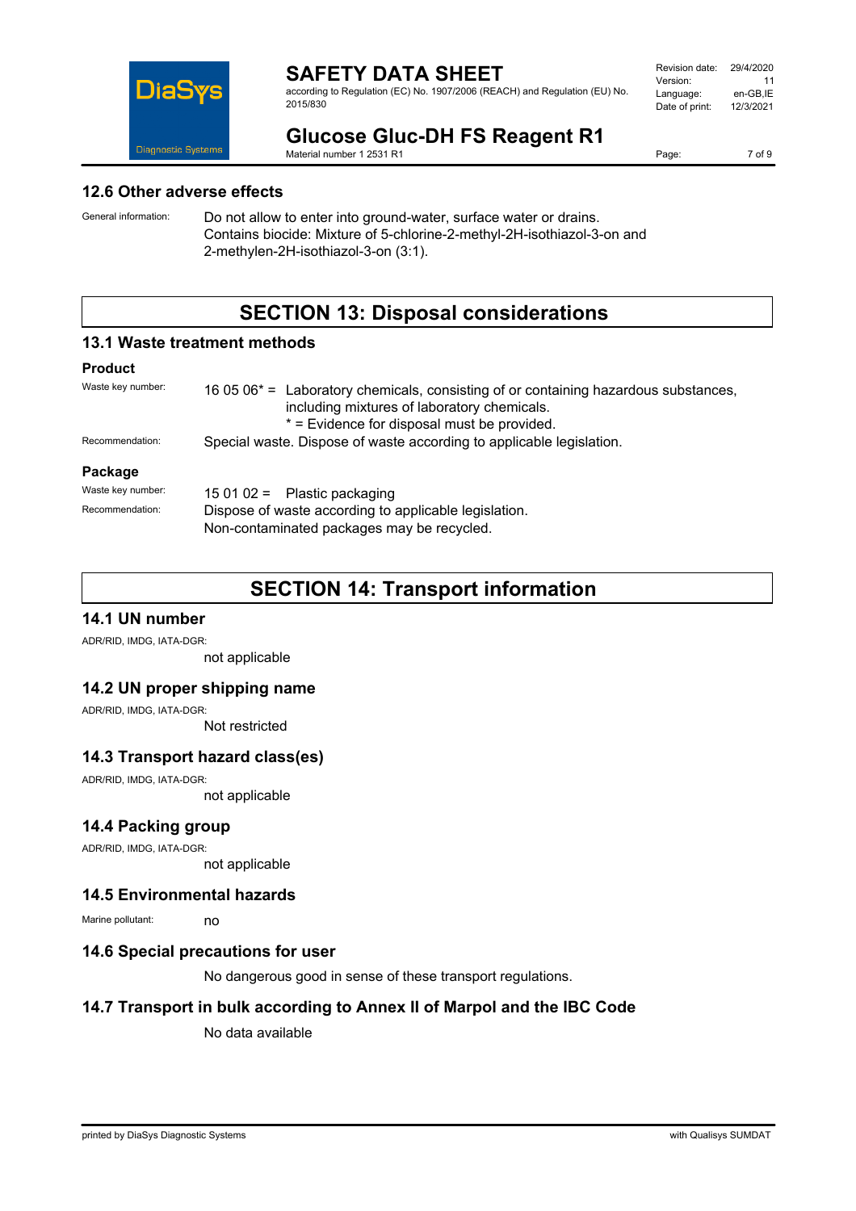### 12.6 Other adverse effects

General information: Do not allow to enter into ground-water, surface water or drains. Contains biocide: Mixture of 5-chlorine-2-methyl-2H-isothiazol-3-on and 2-methylen-2H-isothiazol-3-on (3:1).

## SECTION 13: Disposal considerations

### 13.1 Waste treatment methods

**Product**

Waste key number: 16 05 06* = Laboratory chemicals, consisting of or containing hazardous substances, including mixtures of laboratory chemicals.
* = Evidence for disposal must be provided.

Recommendation: Special waste. Dispose of waste according to applicable legislation.

**Package**

Waste key number: 15 01 02 = Plastic packaging

Recommendation: Dispose of waste according to applicable legislation.
Non-contaminated packages may be recycled.

## SECTION 14: Transport information

### 14.1 UN number

ADR/RID, IMDG, IATA-DGR:
not applicable

### 14.2 UN proper shipping name

ADR/RID, IMDG, IATA-DGR:
Not restricted

### 14.3 Transport hazard class(es)

ADR/RID, IMDG, IATA-DGR:
not applicable

### 14.4 Packing group

ADR/RID, IMDG, IATA-DGR:
not applicable

### 14.5 Environmental hazards

Marine pollutant: no

### 14.6 Special precautions for user

No dangerous good in sense of these transport regulations.

### 14.7 Transport in bulk according to Annex II of Marpol and the IBC Code

No data available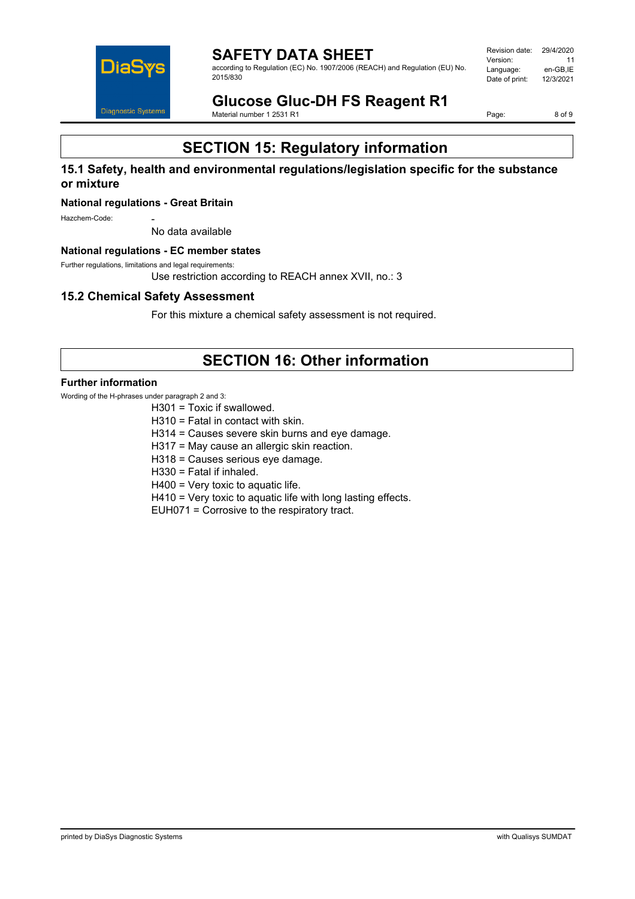# SECTION 15: Regulatory information

## 15.1 Safety, health and environmental regulations/legislation specific for the substance or mixture

### National regulations - Great Britain

Hazchem-Code: -

No data available

### National regulations - EC member states

Further regulations, limitations and legal requirements:

Use restriction according to REACH annex XVII, no.: 3

## 15.2 Chemical Safety Assessment

For this mixture a chemical safety assessment is not required.

# SECTION 16: Other information

### Further information

Wording of the H-phrases under paragraph 2 and 3:

H301 = Toxic if swallowed.
H310 = Fatal in contact with skin.
H314 = Causes severe skin burns and eye damage.
H317 = May cause an allergic skin reaction.
H318 = Causes serious eye damage.
H330 = Fatal if inhaled.
H400 = Very toxic to aquatic life.
H410 = Very toxic to aquatic life with long lasting effects.
EUH071 = Corrosive to the respiratory tract.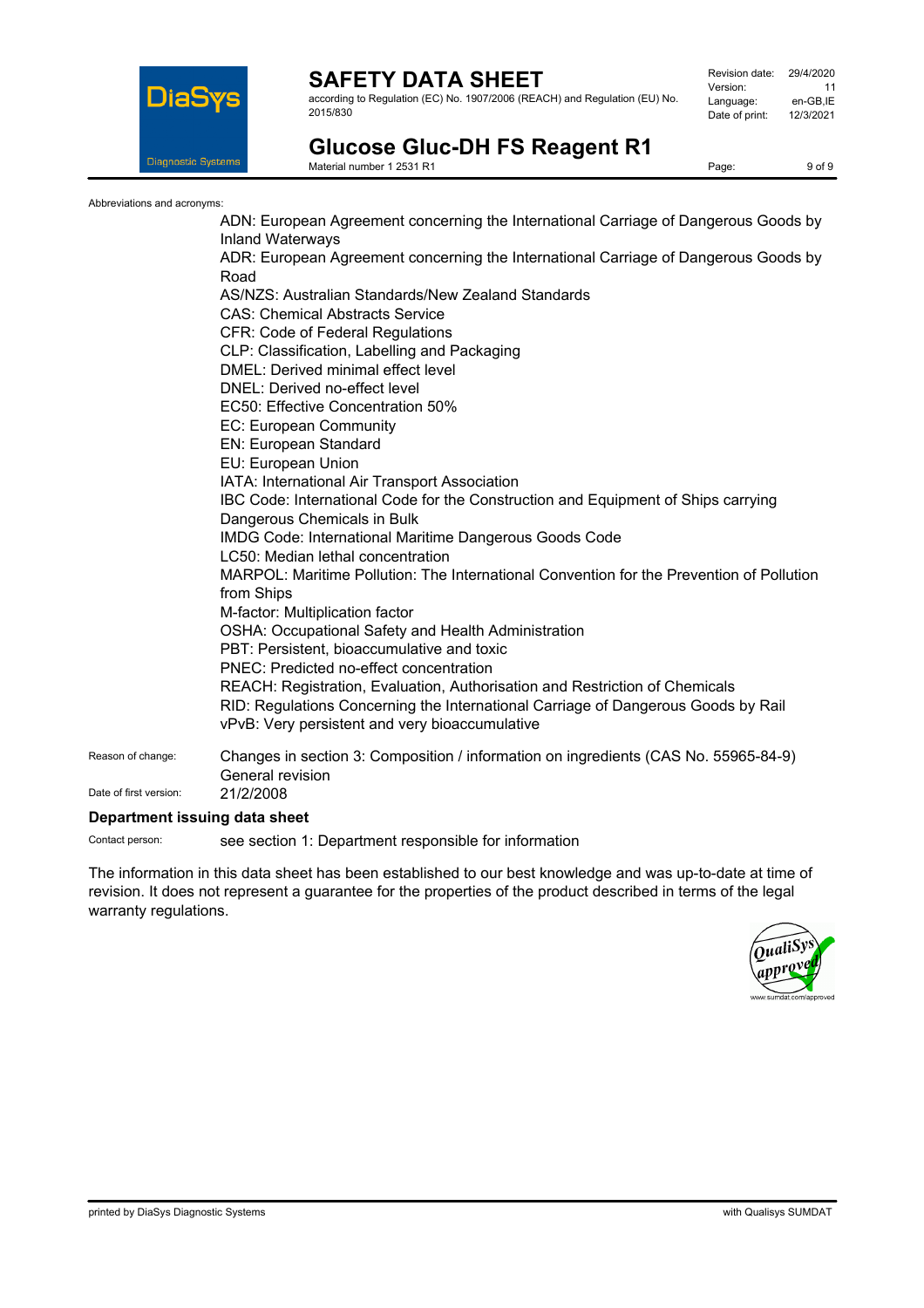Abbreviations and acronyms:

ADN: European Agreement concerning the International Carriage of Dangerous Goods by Inland Waterways
ADR: European Agreement concerning the International Carriage of Dangerous Goods by Road
AS/NZS: Australian Standards/New Zealand Standards
CAS: Chemical Abstracts Service
CFR: Code of Federal Regulations
CLP: Classification, Labelling and Packaging
DMEL: Derived minimal effect level
DNEL: Derived no-effect level
EC50: Effective Concentration 50%
EC: European Community
EN: European Standard
EU: European Union
IATA: International Air Transport Association
IBC Code: International Code for the Construction and Equipment of Ships carrying Dangerous Chemicals in Bulk
IMDG Code: International Maritime Dangerous Goods Code
LC50: Median lethal concentration
MARPOL: Maritime Pollution: The International Convention for the Prevention of Pollution from Ships
M-factor: Multiplication factor
OSHA: Occupational Safety and Health Administration
PBT: Persistent, bioaccumulative and toxic
PNEC: Predicted no-effect concentration
REACH: Registration, Evaluation, Authorisation and Restriction of Chemicals
RID: Regulations Concerning the International Carriage of Dangerous Goods by Rail
vPvB: Very persistent and very bioaccumulative

Reason of change: Changes in section 3: Composition / information on ingredients (CAS No. 55965-84-9)
General revision

Date of first version: 21/2/2008

**Department issuing data sheet**

Contact person: see section 1: Department responsible for information

The information in this data sheet has been established to our best knowledge and was up-to-date at time of revision. It does not represent a guarantee for the properties of the product described in terms of the legal warranty regulations.

QualiSys approved
www.sumdat.com/approved